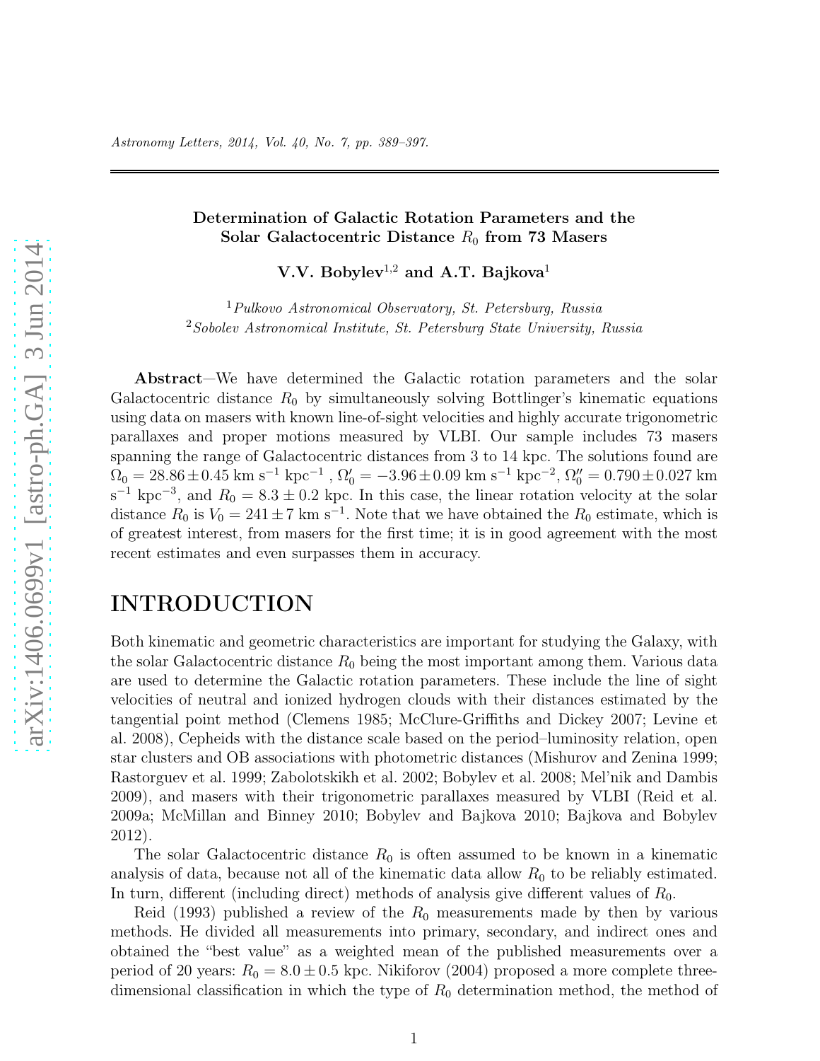# Determination of Galactic Rotation Parameters and the Solar Galactocentric Distance $R_0$ from 73 Masers

**V.V. Bobylev[1,2] and A.T. Bajkova[1]**

[1] *Pulkovo Astronomical Observatory, St. Petersburg, Russia*
[2] *Sobolev Astronomical Institute, St. Petersburg State University, Russia*

**Abstract**—We have determined the Galactic rotation parameters and the solar Galactocentric distance $R_0$ by simultaneously solving Bottlinger's kinematic equations using data on masers with known line-of-sight velocities and highly accurate trigonometric parallaxes and proper motions measured by VLBI. Our sample includes 73 masers spanning the range of Galactocentric distances from 3 to 14 kpc. The solutions found are $\Omega_0 = 28.86 \pm 0.45$ km s$^{-1}$ kpc$^{-1}$ , $\Omega'_0 = -3.96 \pm 0.09$ km s$^{-1}$ kpc$^{-2}$, $\Omega''_0 = 0.790 \pm 0.027$ km s$^{-1}$ kpc$^{-3}$, and $R_0 = 8.3 \pm 0.2$ kpc. In this case, the linear rotation velocity at the solar distance $R_0$ is $V_0 = 241 \pm 7$ km s$^{-1}$. Note that we have obtained the $R_0$ estimate, which is of greatest interest, from masers for the first time; it is in good agreement with the most recent estimates and even surpasses them in accuracy.

# INTRODUCTION

Both kinematic and geometric characteristics are important for studying the Galaxy, with the solar Galactocentric distance $R_0$ being the most important among them. Various data are used to determine the Galactic rotation parameters. These include the line of sight velocities of neutral and ionized hydrogen clouds with their distances estimated by the tangential point method (Clemens 1985; McClure-Griffiths and Dickey 2007; Levine et al. 2008), Cepheids with the distance scale based on the period–luminosity relation, open star clusters and OB associations with photometric distances (Mishurov and Zenina 1999; Rastorguev et al. 1999; Zabolotskikh et al. 2002; Bobylev et al. 2008; Mel'nik and Dambis 2009), and masers with their trigonometric parallaxes measured by VLBI (Reid et al. 2009a; McMillan and Binney 2010; Bobylev and Bajkova 2010; Bajkova and Bobylev 2012).

The solar Galactocentric distance $R_0$ is often assumed to be known in a kinematic analysis of data, because not all of the kinematic data allow $R_0$ to be reliably estimated. In turn, different (including direct) methods of analysis give different values of $R_0$.

Reid (1993) published a review of the $R_0$ measurements made by then by various methods. He divided all measurements into primary, secondary, and indirect ones and obtained the "best value" as a weighted mean of the published measurements over a period of 20 years: $R_0 = 8.0 \pm 0.5$ kpc. Nikiforov (2004) proposed a more complete three-dimensional classification in which the type of $R_0$ determination method, the method of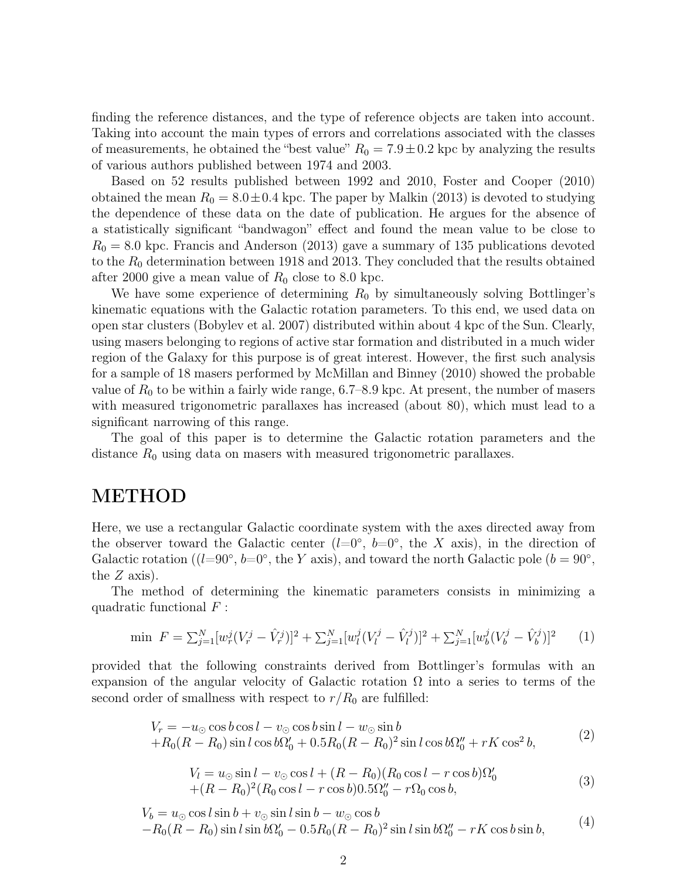finding the reference distances, and the type of reference objects are taken into account. Taking into account the main types of errors and correlations associated with the classes of measurements, he obtained the "best value" $R_0 = 7.9 \pm 0.2$ kpc by analyzing the results of various authors published between 1974 and 2003.

Based on 52 results published between 1992 and 2010, Foster and Cooper (2010) obtained the mean $R_0 = 8.0 \pm 0.4$ kpc. The paper by Malkin (2013) is devoted to studying the dependence of these data on the date of publication. He argues for the absence of a statistically significant "bandwagon" effect and found the mean value to be close to $R_0 = 8.0$ kpc. Francis and Anderson (2013) gave a summary of 135 publications devoted to the $R_0$ determination between 1918 and 2013. They concluded that the results obtained after 2000 give a mean value of $R_0$ close to 8.0 kpc.

We have some experience of determining $R_0$ by simultaneously solving Bottlinger's kinematic equations with the Galactic rotation parameters. To this end, we used data on open star clusters (Bobylev et al. 2007) distributed within about 4 kpc of the Sun. Clearly, using masers belonging to regions of active star formation and distributed in a much wider region of the Galaxy for this purpose is of great interest. However, the first such analysis for a sample of 18 masers performed by McMillan and Binney (2010) showed the probable value of $R_0$ to be within a fairly wide range, 6.7–8.9 kpc. At present, the number of masers with measured trigonometric parallaxes has increased (about 80), which must lead to a significant narrowing of this range.

The goal of this paper is to determine the Galactic rotation parameters and the distance $R_0$ using data on masers with measured trigonometric parallaxes.

# METHOD

Here, we use a rectangular Galactic coordinate system with the axes directed away from the observer toward the Galactic center ($l$=0°, $b$=0°, the $X$ axis), in the direction of Galactic rotation (($l$=90°, $b$=0°, the $Y$ axis), and toward the north Galactic pole ($b = 90°$, the $Z$ axis).

The method of determining the kinematic parameters consists in minimizing a quadratic functional $F$ :

$$\min\ F = \sum_{j=1}^{N}[w_r^j(V_r^j - \hat{V}_r^j)]^2 + \sum_{j=1}^{N}[w_l^j(V_l^j - \hat{V}_l^j)]^2 + \sum_{j=1}^{N}[w_b^j(V_b^j - \hat{V}_b^j)]^2 \quad (1)$$

provided that the following constraints derived from Bottlinger's formulas with an expansion of the angular velocity of Galactic rotation $\Omega$ into a series to terms of the second order of smallness with respect to $r/R_0$ are fulfilled:

$$\begin{aligned} V_r = & -u_\odot \cos b \cos l - v_\odot \cos b \sin l - w_\odot \sin b \\ & + R_0(R - R_0) \sin l \cos b \Omega'_0 + 0.5 R_0 (R - R_0)^2 \sin l \cos b \Omega''_0 + rK \cos^2 b, \end{aligned} \quad (2)$$

$$\begin{aligned} V_l = & \, u_\odot \sin l - v_\odot \cos l + (R - R_0)(R_0 \cos l - r \cos b)\Omega'_0 \\ & + (R - R_0)^2 (R_0 \cos l - r \cos b) 0.5 \Omega''_0 - r\Omega_0 \cos b, \end{aligned} \quad (3)$$

$$\begin{aligned} V_b = & \, u_\odot \cos l \sin b + v_\odot \sin l \sin b - w_\odot \cos b \\ & - R_0(R - R_0) \sin l \sin b \Omega'_0 - 0.5 R_0 (R - R_0)^2 \sin l \sin b \Omega''_0 - rK \cos b \sin b, \end{aligned} \quad (4)$$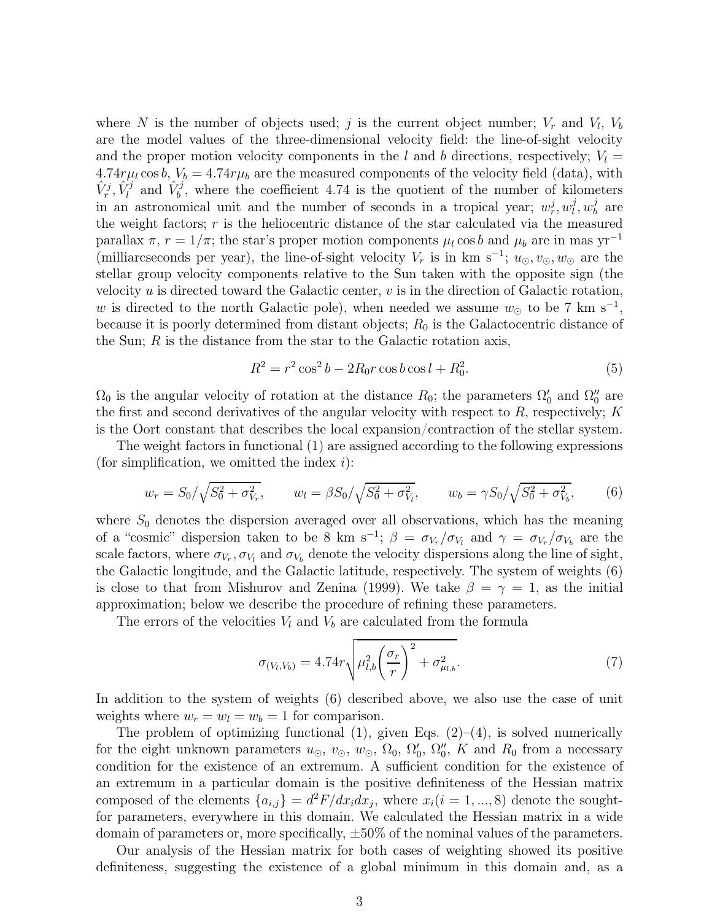where $N$ is the number of objects used; $j$ is the current object number; $V_r$ and $V_l$, $V_b$ are the model values of the three-dimensional velocity field: the line-of-sight velocity and the proper motion velocity components in the $l$ and $b$ directions, respectively; $V_l = 4.74r\mu_l \cos b$, $V_b = 4.74r\mu_b$ are the measured components of the velocity field (data), with $\hat{V}_r^j, \hat{V}_l^j$ and $\hat{V}_b^j$, where the coefficient 4.74 is the quotient of the number of kilometers in an astronomical unit and the number of seconds in a tropical year; $w_r^j, w_l^j, w_b^j$ are the weight factors; $r$ is the heliocentric distance of the star calculated via the measured parallax $\pi$, $r = 1/\pi$; the star's proper motion components $\mu_l \cos b$ and $\mu_b$ are in mas yr$^{-1}$ (milliarcseconds per year), the line-of-sight velocity $V_r$ is in km s$^{-1}$; $u_\odot, v_\odot, w_\odot$ are the stellar group velocity components relative to the Sun taken with the opposite sign (the velocity $u$ is directed toward the Galactic center, $v$ is in the direction of Galactic rotation, $w$ is directed to the north Galactic pole), when needed we assume $w_\odot$ to be 7 km s$^{-1}$, because it is poorly determined from distant objects; $R_0$ is the Galactocentric distance of the Sun; $R$ is the distance from the star to the Galactic rotation axis,

$$R^2 = r^2 \cos^2 b - 2R_0 r \cos b \cos l + R_0^2. \tag{5}$$

$\Omega_0$ is the angular velocity of rotation at the distance $R_0$; the parameters $\Omega_0'$ and $\Omega_0''$ are the first and second derivatives of the angular velocity with respect to $R$, respectively; $K$ is the Oort constant that describes the local expansion/contraction of the stellar system.

The weight factors in functional (1) are assigned according to the following expressions (for simplification, we omitted the index $i$):

$$w_r = S_0/\sqrt{S_0^2 + \sigma_{V_r}^2}, \qquad w_l = \beta S_0/\sqrt{S_0^2 + \sigma_{V_l}^2}, \qquad w_b = \gamma S_0/\sqrt{S_0^2 + \sigma_{V_b}^2}, \tag{6}$$

where $S_0$ denotes the dispersion averaged over all observations, which has the meaning of a "cosmic" dispersion taken to be 8 km s$^{-1}$; $\beta = \sigma_{V_r}/\sigma_{V_l}$ and $\gamma = \sigma_{V_r}/\sigma_{V_b}$ are the scale factors, where $\sigma_{V_r}, \sigma_{V_l}$ and $\sigma_{V_b}$ denote the velocity dispersions along the line of sight, the Galactic longitude, and the Galactic latitude, respectively. The system of weights (6) is close to that from Mishurov and Zenina (1999). We take $\beta = \gamma = 1$, as the initial approximation; below we describe the procedure of refining these parameters.

The errors of the velocities $V_l$ and $V_b$ are calculated from the formula

$$\sigma_{(V_l, V_b)} = 4.74r\sqrt{\mu_{l,b}^2 \left(\frac{\sigma_r}{r}\right)^2 + \sigma_{\mu_{l,b}}^2}. \tag{7}$$

In addition to the system of weights (6) described above, we also use the case of unit weights where $w_r = w_l = w_b = 1$ for comparison.

The problem of optimizing functional (1), given Eqs. (2)–(4), is solved numerically for the eight unknown parameters $u_\odot$, $v_\odot$, $w_\odot$, $\Omega_0$, $\Omega_0'$, $\Omega_0''$, $K$ and $R_0$ from a necessary condition for the existence of an extremum. A sufficient condition for the existence of an extremum in a particular domain is the positive definiteness of the Hessian matrix composed of the elements $\{a_{i,j}\} = d^2F/dx_i dx_j$, where $x_i (i = 1, ..., 8)$ denote the sought-for parameters, everywhere in this domain. We calculated the Hessian matrix in a wide domain of parameters or, more specifically, $\pm 50\%$ of the nominal values of the parameters.

Our analysis of the Hessian matrix for both cases of weighting showed its positive definiteness, suggesting the existence of a global minimum in this domain and, as a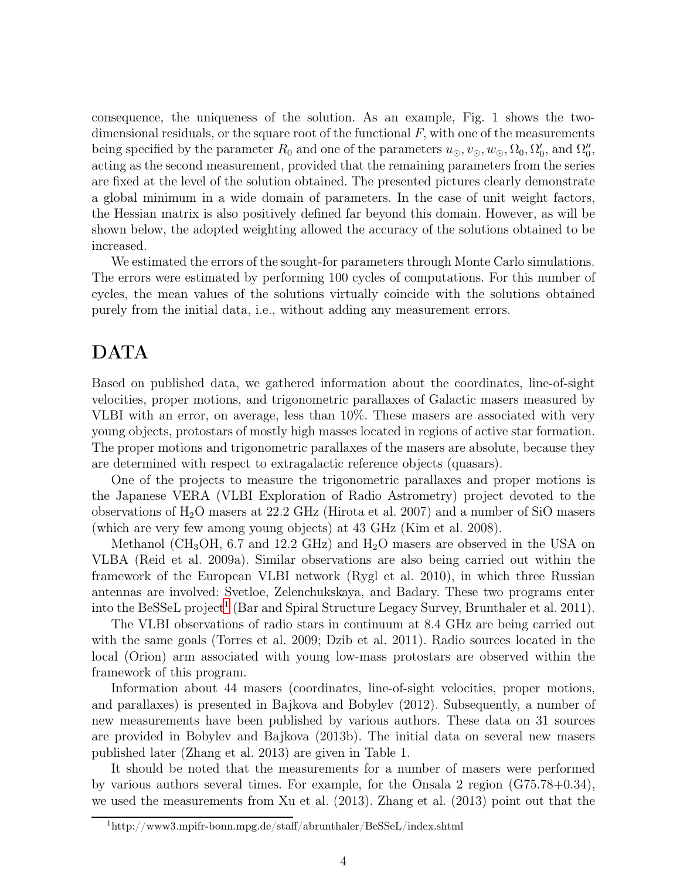consequence, the uniqueness of the solution. As an example, Fig. 1 shows the two-dimensional residuals, or the square root of the functional $F$, with one of the measurements being specified by the parameter $R_0$ and one of the parameters $u_\odot, v_\odot, w_\odot, \Omega_0, \Omega'_0$, and $\Omega''_0$, acting as the second measurement, provided that the remaining parameters from the series are fixed at the level of the solution obtained. The presented pictures clearly demonstrate a global minimum in a wide domain of parameters. In the case of unit weight factors, the Hessian matrix is also positively defined far beyond this domain. However, as will be shown below, the adopted weighting allowed the accuracy of the solutions obtained to be increased.

We estimated the errors of the sought-for parameters through Monte Carlo simulations. The errors were estimated by performing 100 cycles of computations. For this number of cycles, the mean values of the solutions virtually coincide with the solutions obtained purely from the initial data, i.e., without adding any measurement errors.

## DATA

Based on published data, we gathered information about the coordinates, line-of-sight velocities, proper motions, and trigonometric parallaxes of Galactic masers measured by VLBI with an error, on average, less than 10%. These masers are associated with very young objects, protostars of mostly high masses located in regions of active star formation. The proper motions and trigonometric parallaxes of the masers are absolute, because they are determined with respect to extragalactic reference objects (quasars).

One of the projects to measure the trigonometric parallaxes and proper motions is the Japanese VERA (VLBI Exploration of Radio Astrometry) project devoted to the observations of $H_2O$ masers at 22.2 GHz (Hirota et al. 2007) and a number of SiO masers (which are very few among young objects) at 43 GHz (Kim et al. 2008).

Methanol ($CH_3OH$, 6.7 and 12.2 GHz) and $H_2O$ masers are observed in the USA on VLBA (Reid et al. 2009a). Similar observations are also being carried out within the framework of the European VLBI network (Rygl et al. 2010), in which three Russian antennas are involved: Svetloe, Zelenchukskaya, and Badary. These two programs enter into the BeSSeL project[1] (Bar and Spiral Structure Legacy Survey, Brunthaler et al. 2011).

The VLBI observations of radio stars in continuum at 8.4 GHz are being carried out with the same goals (Torres et al. 2009; Dzib et al. 2011). Radio sources located in the local (Orion) arm associated with young low-mass protostars are observed within the framework of this program.

Information about 44 masers (coordinates, line-of-sight velocities, proper motions, and parallaxes) is presented in Bajkova and Bobylev (2012). Subsequently, a number of new measurements have been published by various authors. These data on 31 sources are provided in Bobylev and Bajkova (2013b). The initial data on several new masers published later (Zhang et al. 2013) are given in Table 1.

It should be noted that the measurements for a number of masers were performed by various authors several times. For example, for the Onsala 2 region (G75.78+0.34), we used the measurements from Xu et al. (2013). Zhang et al. (2013) point out that the

[1] http://www3.mpifr-bonn.mpg.de/staff/abrunthaler/BeSSeL/index.shtml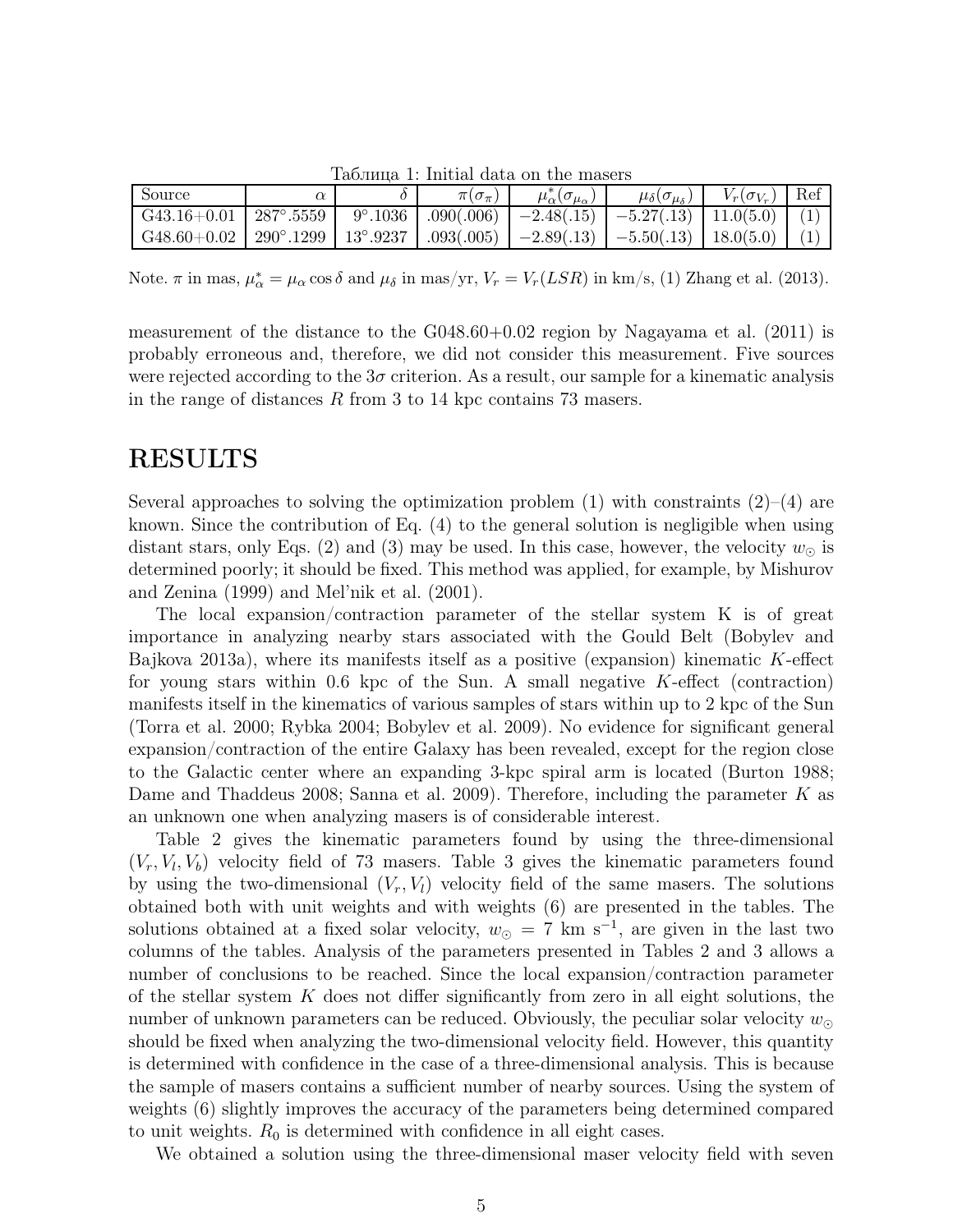Таблица 1: Initial data on the masers

| Source | $\alpha$ | $\delta$ | $\pi(\sigma_\pi)$ | $\mu^*_\alpha(\sigma_{\mu_\alpha})$ | $\mu_\delta(\sigma_{\mu_\delta})$ | $V_r(\sigma_{V_r})$ | Ref |
|---|---|---|---|---|---|---|---|
| G43.16+0.01 | $287^\circ.5559$ | $9^\circ.1036$ | .090(.006) | $-2.48(.15)$ | $-5.27(.13)$ | 11.0(5.0) | (1) |
| G48.60+0.02 | $290^\circ.1299$ | $13^\circ.9237$ | .093(.005) | $-2.89(.13)$ | $-5.50(.13)$ | 18.0(5.0) | (1) |

Note. $\pi$ in mas, $\mu^*_\alpha = \mu_\alpha \cos\delta$ and $\mu_\delta$ in mas/yr, $V_r = V_r(LSR)$ in km/s, (1) Zhang et al. (2013).

measurement of the distance to the G048.60+0.02 region by Nagayama et al. (2011) is probably erroneous and, therefore, we did not consider this measurement. Five sources were rejected according to the $3\sigma$ criterion. As a result, our sample for a kinematic analysis in the range of distances $R$ from 3 to 14 kpc contains 73 masers.

# RESULTS

Several approaches to solving the optimization problem (1) with constraints (2)–(4) are known. Since the contribution of Eq. (4) to the general solution is negligible when using distant stars, only Eqs. (2) and (3) may be used. In this case, however, the velocity $w_\odot$ is determined poorly; it should be fixed. This method was applied, for example, by Mishurov and Zenina (1999) and Mel'nik et al. (2001).

The local expansion/contraction parameter of the stellar system K is of great importance in analyzing nearby stars associated with the Gould Belt (Bobylev and Bajkova 2013a), where its manifests itself as a positive (expansion) kinematic $K$-effect for young stars within 0.6 kpc of the Sun. A small negative $K$-effect (contraction) manifests itself in the kinematics of various samples of stars within up to 2 kpc of the Sun (Torra et al. 2000; Rybka 2004; Bobylev et al. 2009). No evidence for significant general expansion/contraction of the entire Galaxy has been revealed, except for the region close to the Galactic center where an expanding 3-kpc spiral arm is located (Burton 1988; Dame and Thaddeus 2008; Sanna et al. 2009). Therefore, including the parameter $K$ as an unknown one when analyzing masers is of considerable interest.

Table 2 gives the kinematic parameters found by using the three-dimensional $(V_r, V_l, V_b)$ velocity field of 73 masers. Table 3 gives the kinematic parameters found by using the two-dimensional $(V_r, V_l)$ velocity field of the same masers. The solutions obtained both with unit weights and with weights (6) are presented in the tables. The solutions obtained at a fixed solar velocity, $w_\odot = 7$ km s$^{-1}$, are given in the last two columns of the tables. Analysis of the parameters presented in Tables 2 and 3 allows a number of conclusions to be reached. Since the local expansion/contraction parameter of the stellar system $K$ does not differ significantly from zero in all eight solutions, the number of unknown parameters can be reduced. Obviously, the peculiar solar velocity $w_\odot$ should be fixed when analyzing the two-dimensional velocity field. However, this quantity is determined with confidence in the case of a three-dimensional analysis. This is because the sample of masers contains a sufficient number of nearby sources. Using the system of weights (6) slightly improves the accuracy of the parameters being determined compared to unit weights. $R_0$ is determined with confidence in all eight cases.

We obtained a solution using the three-dimensional maser velocity field with seven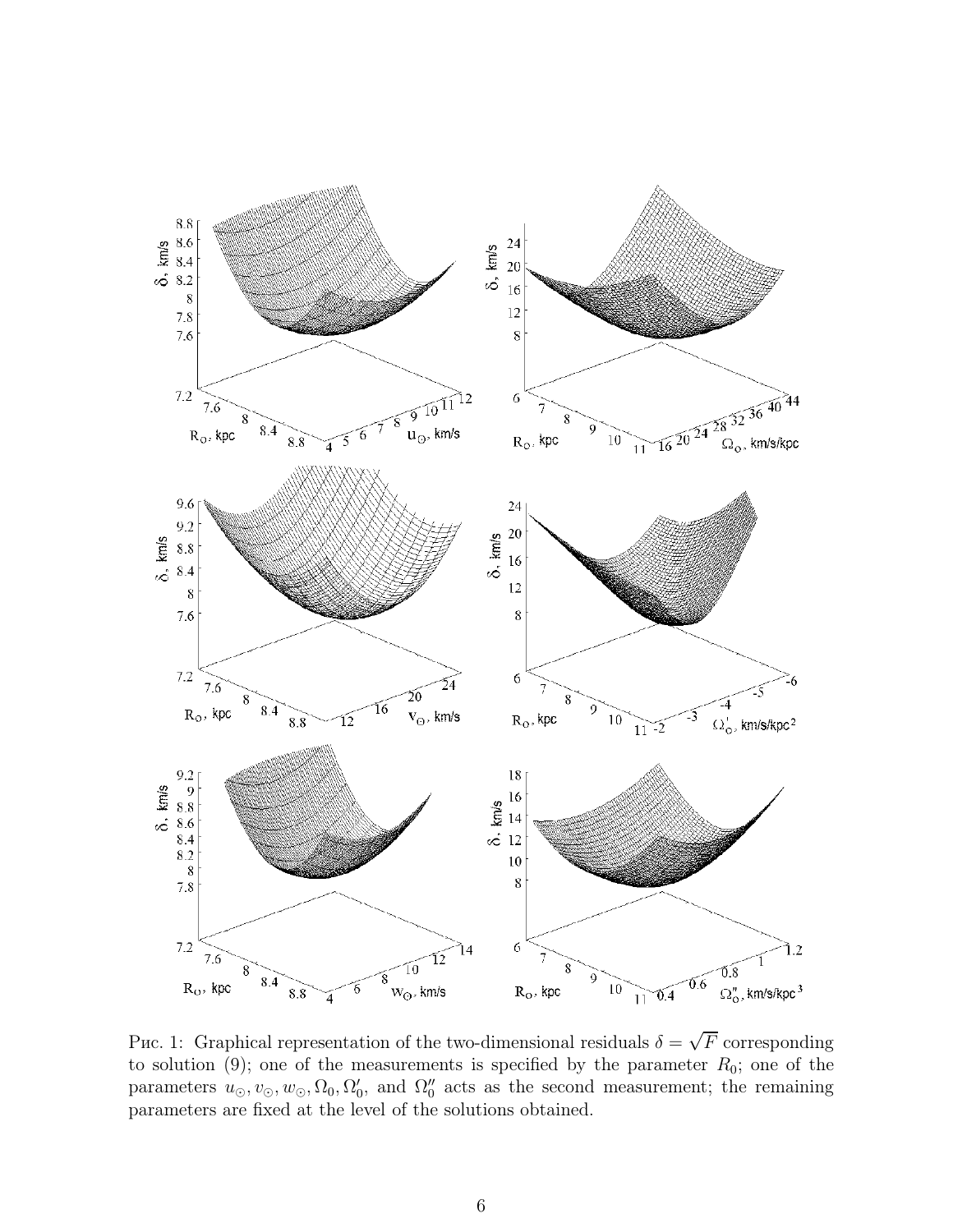Рис. 1: Graphical representation of the two-dimensional residuals $\delta = \sqrt{F}$ corresponding to solution (9); one of the measurements is specified by the parameter $R_0$; one of the parameters $u_\odot, v_\odot, w_\odot, \Omega_0, \Omega_0'$, and $\Omega_0''$ acts as the second measurement; the remaining parameters are fixed at the level of the solutions obtained.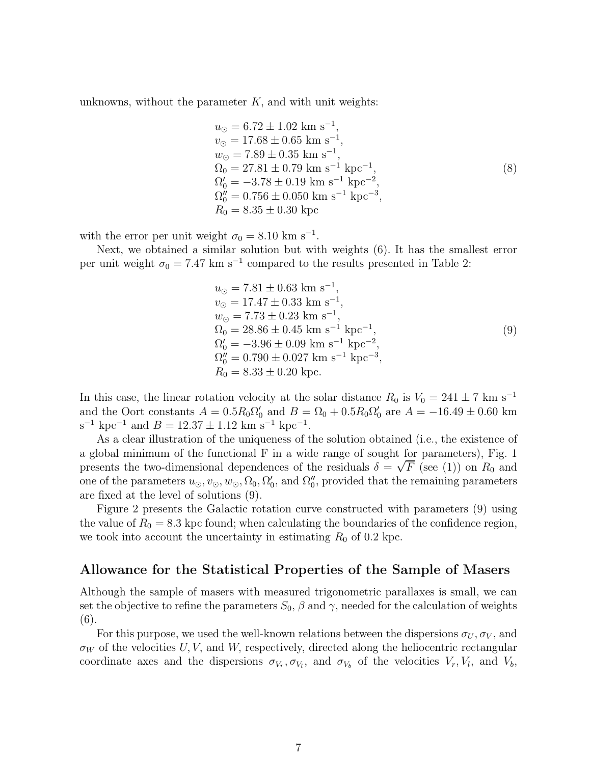unknowns, without the parameter $K$, and with unit weights:

$$
\begin{aligned}
u_\odot &= 6.72 \pm 1.02 \text{ km s}^{-1}, \\
v_\odot &= 17.68 \pm 0.65 \text{ km s}^{-1}, \\
w_\odot &= 7.89 \pm 0.35 \text{ km s}^{-1}, \\
\Omega_0 &= 27.81 \pm 0.79 \text{ km s}^{-1} \text{ kpc}^{-1}, \\
\Omega_0' &= -3.78 \pm 0.19 \text{ km s}^{-1} \text{ kpc}^{-2}, \\
\Omega_0'' &= 0.756 \pm 0.050 \text{ km s}^{-1} \text{ kpc}^{-3}, \\
R_0 &= 8.35 \pm 0.30 \text{ kpc}
\end{aligned}
\tag{8}
$$

with the error per unit weight $\sigma_0 = 8.10$ km s$^{-1}$.

Next, we obtained a similar solution but with weights (6). It has the smallest error per unit weight $\sigma_0 = 7.47$ km s$^{-1}$ compared to the results presented in Table 2:

$$
\begin{aligned}
u_\odot &= 7.81 \pm 0.63 \text{ km s}^{-1}, \\
v_\odot &= 17.47 \pm 0.33 \text{ km s}^{-1}, \\
w_\odot &= 7.73 \pm 0.23 \text{ km s}^{-1}, \\
\Omega_0 &= 28.86 \pm 0.45 \text{ km s}^{-1} \text{ kpc}^{-1}, \\
\Omega_0' &= -3.96 \pm 0.09 \text{ km s}^{-1} \text{ kpc}^{-2}, \\
\Omega_0'' &= 0.790 \pm 0.027 \text{ km s}^{-1} \text{ kpc}^{-3}, \\
R_0 &= 8.33 \pm 0.20 \text{ kpc}.
\end{aligned}
\tag{9}
$$

In this case, the linear rotation velocity at the solar distance $R_0$ is $V_0 = 241 \pm 7$ km s$^{-1}$ and the Oort constants $A = 0.5R_0\Omega_0'$ and $B = \Omega_0 + 0.5R_0\Omega_0'$ are $A = -16.49 \pm 0.60$ km s$^{-1}$ kpc$^{-1}$ and $B = 12.37 \pm 1.12$ km s$^{-1}$ kpc$^{-1}$.

As a clear illustration of the uniqueness of the solution obtained (i.e., the existence of a global minimum of the functional F in a wide range of sought for parameters), Fig. 1 presents the two-dimensional dependences of the residuals $\delta = \sqrt{F}$ (see (1)) on $R_0$ and one of the parameters $u_\odot, v_\odot, w_\odot, \Omega_0, \Omega_0'$, and $\Omega_0''$, provided that the remaining parameters are fixed at the level of solutions (9).

Figure 2 presents the Galactic rotation curve constructed with parameters (9) using the value of $R_0 = 8.3$ kpc found; when calculating the boundaries of the confidence region, we took into account the uncertainty in estimating $R_0$ of 0.2 kpc.

## Allowance for the Statistical Properties of the Sample of Masers

Although the sample of masers with measured trigonometric parallaxes is small, we can set the objective to refine the parameters $S_0$, $\beta$ and $\gamma$, needed for the calculation of weights (6).

For this purpose, we used the well-known relations between the dispersions $\sigma_U, \sigma_V$, and $\sigma_W$ of the velocities $U, V$, and $W$, respectively, directed along the heliocentric rectangular coordinate axes and the dispersions $\sigma_{V_r}, \sigma_{V_l}$, and $\sigma_{V_b}$ of the velocities $V_r, V_l$, and $V_b$,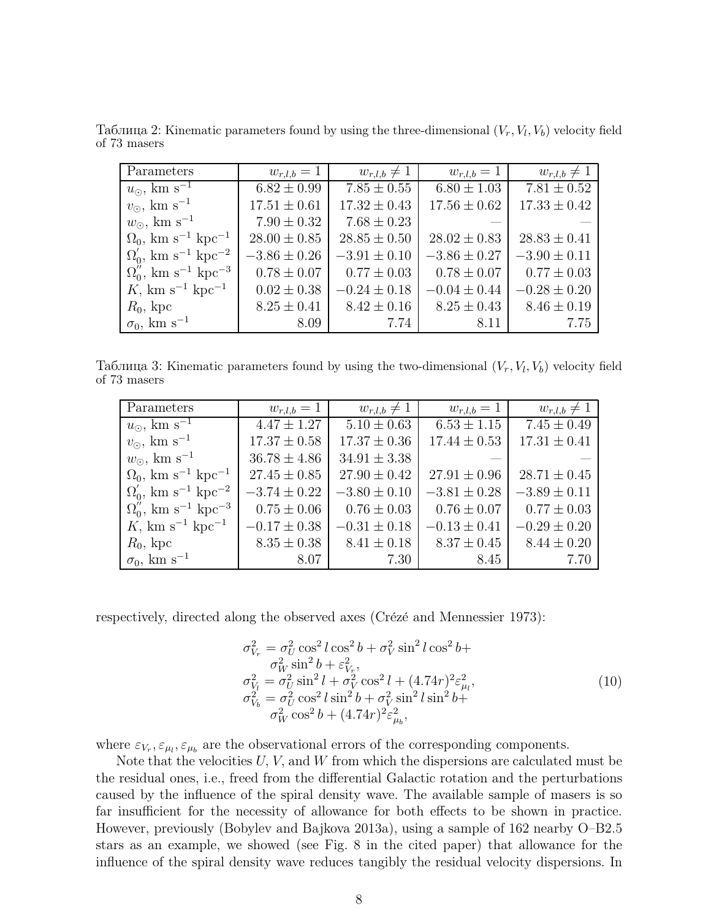Таблица 2: Kinematic parameters found by using the three-dimensional $(V_r, V_l, V_b)$ velocity field of 73 masers

| Parameters | $w_{r,l,b} = 1$ | $w_{r,l,b} \neq 1$ | $w_{r,l,b} = 1$ | $w_{r,l,b} \neq 1$ |
|---|---|---|---|---|
| $u_\odot$, km s$^{-1}$ | $6.82 \pm 0.99$ | $7.85 \pm 0.55$ | $6.80 \pm 1.03$ | $7.81 \pm 0.52$ |
| $v_\odot$, km s$^{-1}$ | $17.51 \pm 0.61$ | $17.32 \pm 0.43$ | $17.56 \pm 0.62$ | $17.33 \pm 0.42$ |
| $w_\odot$, km s$^{-1}$ | $7.90 \pm 0.32$ | $7.68 \pm 0.23$ | — | — |
| $\Omega_0$, km s$^{-1}$ kpc$^{-1}$ | $28.00 \pm 0.85$ | $28.85 \pm 0.50$ | $28.02 \pm 0.83$ | $28.83 \pm 0.41$ |
| $\Omega_0^{'}$, km s$^{-1}$ kpc$^{-2}$ | $-3.86 \pm 0.26$ | $-3.91 \pm 0.10$ | $-3.86 \pm 0.27$ | $-3.90 \pm 0.11$ |
| $\Omega_0^{''}$, km s$^{-1}$ kpc$^{-3}$ | $0.78 \pm 0.07$ | $0.77 \pm 0.03$ | $0.78 \pm 0.07$ | $0.77 \pm 0.03$ |
| $K$, km s$^{-1}$ kpc$^{-1}$ | $0.02 \pm 0.38$ | $-0.24 \pm 0.18$ | $-0.04 \pm 0.44$ | $-0.28 \pm 0.20$ |
| $R_0$, kpc | $8.25 \pm 0.41$ | $8.42 \pm 0.16$ | $8.25 \pm 0.43$ | $8.46 \pm 0.19$ |
| $\sigma_0$, km s$^{-1}$ | 8.09 | 7.74 | 8.11 | 7.75 |

Таблица 3: Kinematic parameters found by using the two-dimensional $(V_r, V_l, V_b)$ velocity field of 73 masers

| Parameters | $w_{r,l,b} = 1$ | $w_{r,l,b} \neq 1$ | $w_{r,l,b} = 1$ | $w_{r,l,b} \neq 1$ |
|---|---|---|---|---|
| $u_\odot$, km s$^{-1}$ | $4.47 \pm 1.27$ | $5.10 \pm 0.63$ | $6.53 \pm 1.15$ | $7.45 \pm 0.49$ |
| $v_\odot$, km s$^{-1}$ | $17.37 \pm 0.58$ | $17.37 \pm 0.36$ | $17.44 \pm 0.53$ | $17.31 \pm 0.41$ |
| $w_\odot$, km s$^{-1}$ | $36.78 \pm 4.86$ | $34.91 \pm 3.38$ | — | — |
| $\Omega_0$, km s$^{-1}$ kpc$^{-1}$ | $27.45 \pm 0.85$ | $27.90 \pm 0.42$ | $27.91 \pm 0.96$ | $28.71 \pm 0.45$ |
| $\Omega_0^{'}$, km s$^{-1}$ kpc$^{-2}$ | $-3.74 \pm 0.22$ | $-3.80 \pm 0.10$ | $-3.81 \pm 0.28$ | $-3.89 \pm 0.11$ |
| $\Omega_0^{''}$, km s$^{-1}$ kpc$^{-3}$ | $0.75 \pm 0.06$ | $0.76 \pm 0.03$ | $0.76 \pm 0.07$ | $0.77 \pm 0.03$ |
| $K$, km s$^{-1}$ kpc$^{-1}$ | $-0.17 \pm 0.38$ | $-0.31 \pm 0.18$ | $-0.13 \pm 0.41$ | $-0.29 \pm 0.20$ |
| $R_0$, kpc | $8.35 \pm 0.38$ | $8.41 \pm 0.18$ | $8.37 \pm 0.45$ | $8.44 \pm 0.20$ |
| $\sigma_0$, km s$^{-1}$ | 8.07 | 7.30 | 8.45 | 7.70 |

respectively, directed along the observed axes (Crézé and Mennessier 1973):

$$
\begin{array}{l}
\sigma^2_{V_r} = \sigma^2_U \cos^2 l \cos^2 b + \sigma^2_V \sin^2 l \cos^2 b + \\
\qquad \sigma^2_W \sin^2 b + \varepsilon^2_{V_r}, \\
\sigma^2_{V_l} = \sigma^2_U \sin^2 l + \sigma^2_V \cos^2 l + (4.74r)^2 \varepsilon^2_{\mu_l}, \\
\sigma^2_{V_b} = \sigma^2_U \cos^2 l \sin^2 b + \sigma^2_V \sin^2 l \sin^2 b + \\
\qquad \sigma^2_W \cos^2 b + (4.74r)^2 \varepsilon^2_{\mu_b},
\end{array}
\qquad (10)
$$

where $\varepsilon_{V_r}, \varepsilon_{\mu_l}, \varepsilon_{\mu_b}$ are the observational errors of the corresponding components.

Note that the velocities $U$, $V$, and $W$ from which the dispersions are calculated must be the residual ones, i.e., freed from the differential Galactic rotation and the perturbations caused by the influence of the spiral density wave. The available sample of masers is so far insufficient for the necessity of allowance for both effects to be shown in practice. However, previously (Bobylev and Bajkova 2013a), using a sample of 162 nearby O–B2.5 stars as an example, we showed (see Fig. 8 in the cited paper) that allowance for the influence of the spiral density wave reduces tangibly the residual velocity dispersions. In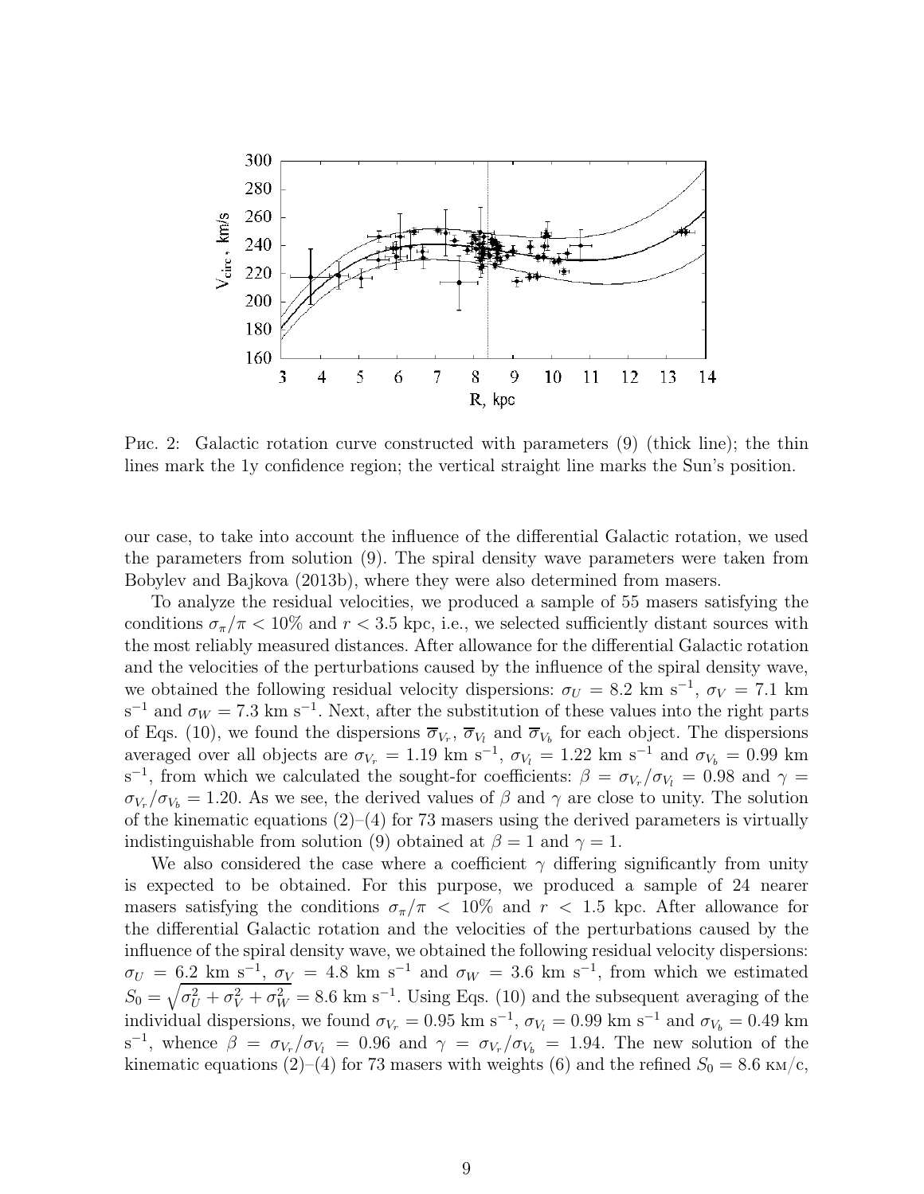Рис. 2: Galactic rotation curve constructed with parameters (9) (thick line); the thin lines mark the 1y confidence region; the vertical straight line marks the Sun's position.

our case, to take into account the influence of the differential Galactic rotation, we used the parameters from solution (9). The spiral density wave parameters were taken from Bobylev and Bajkova (2013b), where they were also determined from masers.

To analyze the residual velocities, we produced a sample of 55 masers satisfying the conditions $\sigma_\pi/\pi < 10\%$ and $r < 3.5$ kpc, i.e., we selected sufficiently distant sources with the most reliably measured distances. After allowance for the differential Galactic rotation and the velocities of the perturbations caused by the influence of the spiral density wave, we obtained the following residual velocity dispersions: $\sigma_U = 8.2$ km s$^{-1}$, $\sigma_V = 7.1$ km s$^{-1}$ and $\sigma_W = 7.3$ km s$^{-1}$. Next, after the substitution of these values into the right parts of Eqs. (10), we found the dispersions $\overline{\sigma}_{V_r}$, $\overline{\sigma}_{V_l}$ and $\overline{\sigma}_{V_b}$ for each object. The dispersions averaged over all objects are $\sigma_{V_r} = 1.19$ km s$^{-1}$, $\sigma_{V_l} = 1.22$ km s$^{-1}$ and $\sigma_{V_b} = 0.99$ km s$^{-1}$, from which we calculated the sought-for coefficients: $\beta = \sigma_{V_r}/\sigma_{V_l} = 0.98$ and $\gamma = \sigma_{V_r}/\sigma_{V_b} = 1.20$. As we see, the derived values of $\beta$ and $\gamma$ are close to unity. The solution of the kinematic equations (2)–(4) for 73 masers using the derived parameters is virtually indistinguishable from solution (9) obtained at $\beta = 1$ and $\gamma = 1$.

We also considered the case where a coefficient $\gamma$ differing significantly from unity is expected to be obtained. For this purpose, we produced a sample of 24 nearer masers satisfying the conditions $\sigma_\pi/\pi < 10\%$ and $r < 1.5$ kpc. After allowance for the differential Galactic rotation and the velocities of the perturbations caused by the influence of the spiral density wave, we obtained the following residual velocity dispersions: $\sigma_U = 6.2$ km s$^{-1}$, $\sigma_V = 4.8$ km s$^{-1}$ and $\sigma_W = 3.6$ km s$^{-1}$, from which we estimated $S_0 = \sqrt{\sigma_U^2 + \sigma_V^2 + \sigma_W^2} = 8.6$ km s$^{-1}$. Using Eqs. (10) and the subsequent averaging of the individual dispersions, we found $\sigma_{V_r} = 0.95$ km s$^{-1}$, $\sigma_{V_l} = 0.99$ km s$^{-1}$ and $\sigma_{V_b} = 0.49$ km s$^{-1}$, whence $\beta = \sigma_{V_r}/\sigma_{V_l} = 0.96$ and $\gamma = \sigma_{V_r}/\sigma_{V_b} = 1.94$. The new solution of the kinematic equations (2)–(4) for 73 masers with weights (6) and the refined $S_0 = 8.6$ км/с,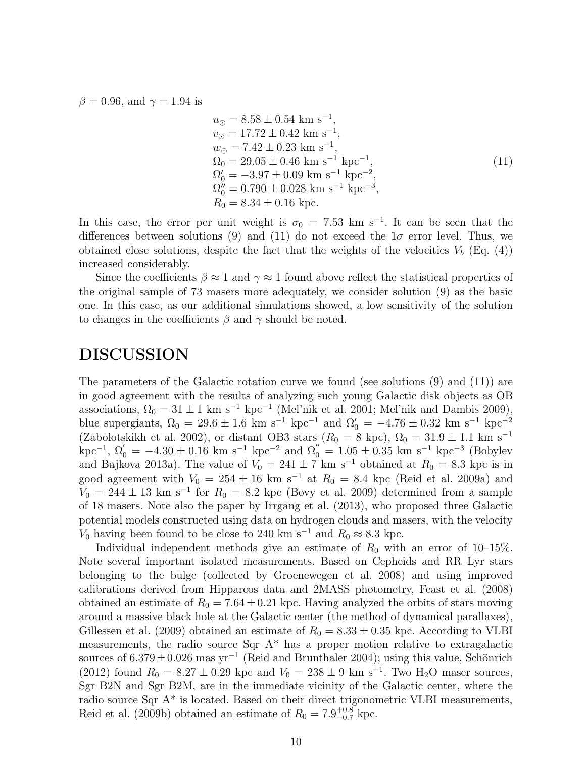$\beta = 0.96$, and $\gamma = 1.94$ is

$$
\begin{aligned}
u_\odot &= 8.58 \pm 0.54 \text{ km s}^{-1}, \\
v_\odot &= 17.72 \pm 0.42 \text{ km s}^{-1}, \\
w_\odot &= 7.42 \pm 0.23 \text{ km s}^{-1}, \\
\Omega_0 &= 29.05 \pm 0.46 \text{ km s}^{-1} \text{ kpc}^{-1}, \\
\Omega'_0 &= -3.97 \pm 0.09 \text{ km s}^{-1} \text{ kpc}^{-2}, \\
\Omega''_0 &= 0.790 \pm 0.028 \text{ km s}^{-1} \text{ kpc}^{-3}, \\
R_0 &= 8.34 \pm 0.16 \text{ kpc}.
\end{aligned}
\tag{11}
$$

In this case, the error per unit weight is $\sigma_0 = 7.53$ km s$^{-1}$. It can be seen that the differences between solutions (9) and (11) do not exceed the $1\sigma$ error level. Thus, we obtained close solutions, despite the fact that the weights of the velocities $V_b$ (Eq. (4)) increased considerably.

Since the coefficients $\beta \approx 1$ and $\gamma \approx 1$ found above reflect the statistical properties of the original sample of 73 masers more adequately, we consider solution (9) as the basic one. In this case, as our additional simulations showed, a low sensitivity of the solution to changes in the coefficients $\beta$ and $\gamma$ should be noted.

# DISCUSSION

The parameters of the Galactic rotation curve we found (see solutions (9) and (11)) are in good agreement with the results of analyzing such young Galactic disk objects as OB associations, $\Omega_0 = 31 \pm 1$ km s$^{-1}$ kpc$^{-1}$ (Mel'nik et al. 2001; Mel'nik and Dambis 2009), blue supergiants, $\Omega_0 = 29.6 \pm 1.6$ km s$^{-1}$ kpc$^{-1}$ and $\Omega'_0 = -4.76 \pm 0.32$ km s$^{-1}$ kpc$^{-2}$ (Zabolotskikh et al. 2002), or distant OB3 stars ($R_0 = 8$ kpc), $\Omega_0 = 31.9 \pm 1.1$ km s$^{-1}$ kpc$^{-1}$, $\Omega'_0 = -4.30 \pm 0.16$ km s$^{-1}$ kpc$^{-2}$ and $\Omega''_0 = 1.05 \pm 0.35$ km s$^{-1}$ kpc$^{-3}$ (Bobylev and Bajkova 2013a). The value of $V_0 = 241 \pm 7$ km s$^{-1}$ obtained at $R_0 = 8.3$ kpc is in good agreement with $V_0 = 254 \pm 16$ km s$^{-1}$ at $R_0 = 8.4$ kpc (Reid et al. 2009a) and $V_0 = 244 \pm 13$ km s$^{-1}$ for $R_0 = 8.2$ kpc (Bovy et al. 2009) determined from a sample of 18 masers. Note also the paper by Irrgang et al. (2013), who proposed three Galactic potential models constructed using data on hydrogen clouds and masers, with the velocity $V_0$ having been found to be close to 240 km s$^{-1}$ and $R_0 \approx 8.3$ kpc.

Individual independent methods give an estimate of $R_0$ with an error of 10–15%. Note several important isolated measurements. Based on Cepheids and RR Lyr stars belonging to the bulge (collected by Groenewegen et al. 2008) and using improved calibrations derived from Hipparcos data and 2MASS photometry, Feast et al. (2008) obtained an estimate of $R_0 = 7.64 \pm 0.21$ kpc. Having analyzed the orbits of stars moving around a massive black hole at the Galactic center (the method of dynamical parallaxes), Gillessen et al. (2009) obtained an estimate of $R_0 = 8.33 \pm 0.35$ kpc. According to VLBI measurements, the radio source Sqr A* has a proper motion relative to extragalactic sources of $6.379 \pm 0.026$ mas yr$^{-1}$ (Reid and Brunthaler 2004); using this value, Schönrich (2012) found $R_0 = 8.27 \pm 0.29$ kpc and $V_0 = 238 \pm 9$ km s$^{-1}$. Two $H_2O$ maser sources, Sgr B2N and Sgr B2M, are in the immediate vicinity of the Galactic center, where the radio source Sqr A* is located. Based on their direct trigonometric VLBI measurements, Reid et al. (2009b) obtained an estimate of $R_0 = 7.9^{+0.8}_{-0.7}$ kpc.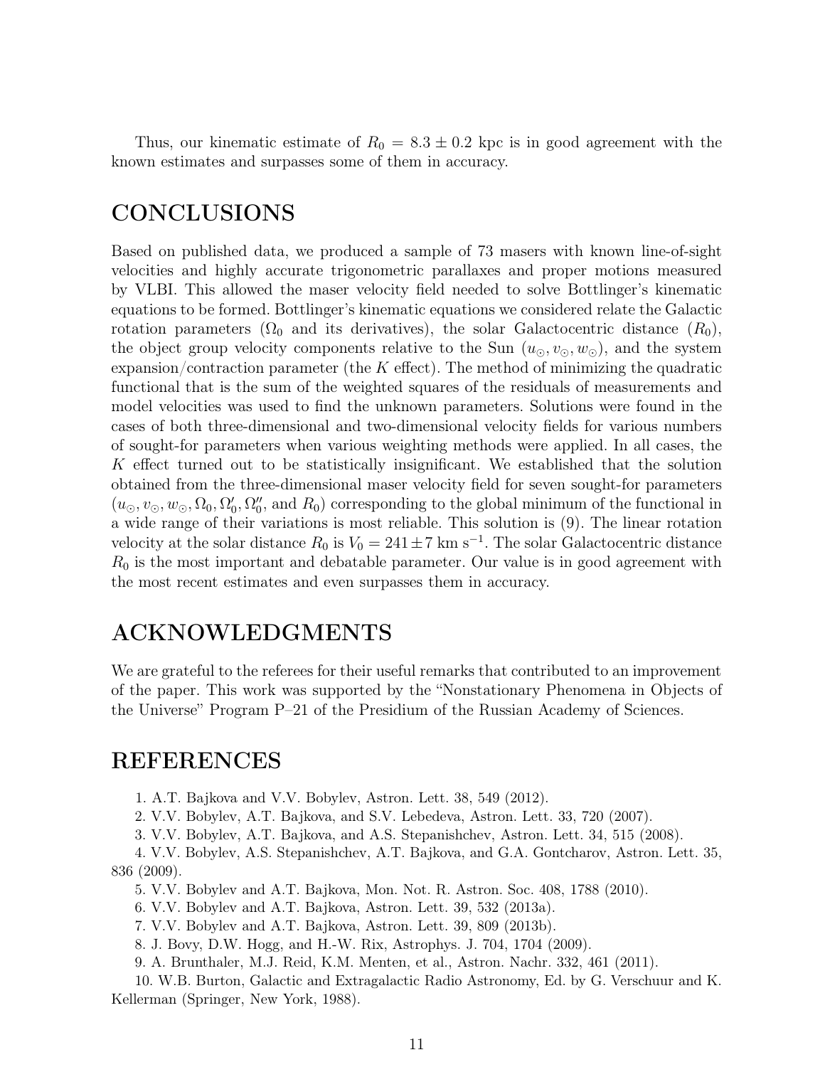Thus, our kinematic estimate of $R_0 = 8.3 \pm 0.2$ kpc is in good agreement with the known estimates and surpasses some of them in accuracy.

# CONCLUSIONS

Based on published data, we produced a sample of 73 masers with known line-of-sight velocities and highly accurate trigonometric parallaxes and proper motions measured by VLBI. This allowed the maser velocity field needed to solve Bottlinger's kinematic equations to be formed. Bottlinger's kinematic equations we considered relate the Galactic rotation parameters ($\Omega_0$ and its derivatives), the solar Galactocentric distance ($R_0$), the object group velocity components relative to the Sun ($u_\odot, v_\odot, w_\odot$), and the system expansion/contraction parameter (the $K$ effect). The method of minimizing the quadratic functional that is the sum of the weighted squares of the residuals of measurements and model velocities was used to find the unknown parameters. Solutions were found in the cases of both three-dimensional and two-dimensional velocity fields for various numbers of sought-for parameters when various weighting methods were applied. In all cases, the $K$ effect turned out to be statistically insignificant. We established that the solution obtained from the three-dimensional maser velocity field for seven sought-for parameters ($u_\odot, v_\odot, w_\odot, \Omega_0, \Omega'_0, \Omega''_0$, and $R_0$) corresponding to the global minimum of the functional in a wide range of their variations is most reliable. This solution is (9). The linear rotation velocity at the solar distance $R_0$ is $V_0 = 241 \pm 7$ km s$^{-1}$. The solar Galactocentric distance $R_0$ is the most important and debatable parameter. Our value is in good agreement with the most recent estimates and even surpasses them in accuracy.

# ACKNOWLEDGMENTS

We are grateful to the referees for their useful remarks that contributed to an improvement of the paper. This work was supported by the "Nonstationary Phenomena in Objects of the Universe" Program P–21 of the Presidium of the Russian Academy of Sciences.

# REFERENCES

1. A.T. Bajkova and V.V. Bobylev, Astron. Lett. 38, 549 (2012).
2. V.V. Bobylev, A.T. Bajkova, and S.V. Lebedeva, Astron. Lett. 33, 720 (2007).
3. V.V. Bobylev, A.T. Bajkova, and A.S. Stepanishchev, Astron. Lett. 34, 515 (2008).
4. V.V. Bobylev, A.S. Stepanishchev, A.T. Bajkova, and G.A. Gontcharov, Astron. Lett. 35, 836 (2009).
5. V.V. Bobylev and A.T. Bajkova, Mon. Not. R. Astron. Soc. 408, 1788 (2010).
6. V.V. Bobylev and A.T. Bajkova, Astron. Lett. 39, 532 (2013a).
7. V.V. Bobylev and A.T. Bajkova, Astron. Lett. 39, 809 (2013b).
8. J. Bovy, D.W. Hogg, and H.-W. Rix, Astrophys. J. 704, 1704 (2009).
9. A. Brunthaler, M.J. Reid, K.M. Menten, et al., Astron. Nachr. 332, 461 (2011).
10. W.B. Burton, Galactic and Extragalactic Radio Astronomy, Ed. by G. Verschuur and K. Kellerman (Springer, New York, 1988).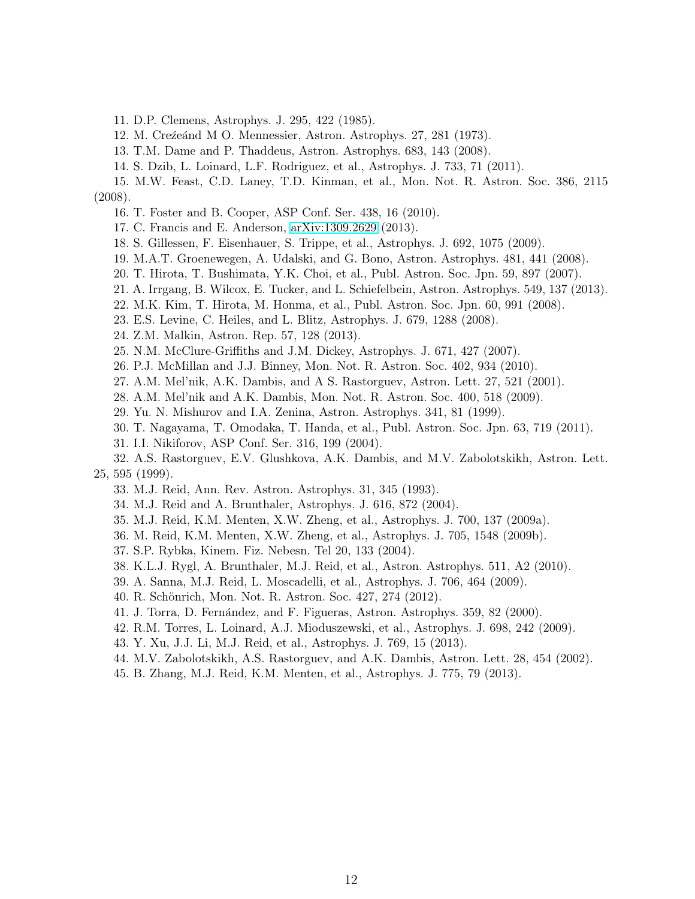11. D.P. Clemens, Astrophys. J. 295, 422 (1985).
12. M. Creźeánd M O. Mennessier, Astron. Astrophys. 27, 281 (1973).
13. T.M. Dame and P. Thaddeus, Astron. Astrophys. 683, 143 (2008).
14. S. Dzib, L. Loinard, L.F. Rodriguez, et al., Astrophys. J. 733, 71 (2011).
15. M.W. Feast, C.D. Laney, T.D. Kinman, et al., Mon. Not. R. Astron. Soc. 386, 2115 (2008).
16. T. Foster and B. Cooper, ASP Conf. Ser. 438, 16 (2010).
17. C. Francis and E. Anderson, arXiv:1309.2629 (2013).
18. S. Gillessen, F. Eisenhauer, S. Trippe, et al., Astrophys. J. 692, 1075 (2009).
19. M.A.T. Groenewegen, A. Udalski, and G. Bono, Astron. Astrophys. 481, 441 (2008).
20. T. Hirota, T. Bushimata, Y.K. Choi, et al., Publ. Astron. Soc. Jpn. 59, 897 (2007).
21. A. Irrgang, B. Wilcox, E. Tucker, and L. Schiefelbein, Astron. Astrophys. 549, 137 (2013).
22. M.K. Kim, T. Hirota, M. Honma, et al., Publ. Astron. Soc. Jpn. 60, 991 (2008).
23. E.S. Levine, C. Heiles, and L. Blitz, Astrophys. J. 679, 1288 (2008).
24. Z.M. Malkin, Astron. Rep. 57, 128 (2013).
25. N.M. McClure-Griffiths and J.M. Dickey, Astrophys. J. 671, 427 (2007).
26. P.J. McMillan and J.J. Binney, Mon. Not. R. Astron. Soc. 402, 934 (2010).
27. A.M. Mel'nik, A.K. Dambis, and A S. Rastorguev, Astron. Lett. 27, 521 (2001).
28. A.M. Mel'nik and A.K. Dambis, Mon. Not. R. Astron. Soc. 400, 518 (2009).
29. Yu. N. Mishurov and I.A. Zenina, Astron. Astrophys. 341, 81 (1999).
30. T. Nagayama, T. Omodaka, T. Handa, et al., Publ. Astron. Soc. Jpn. 63, 719 (2011).
31. I.I. Nikiforov, ASP Conf. Ser. 316, 199 (2004).
32. A.S. Rastorguev, E.V. Glushkova, A.K. Dambis, and M.V. Zabolotskikh, Astron. Lett. 25, 595 (1999).
33. M.J. Reid, Ann. Rev. Astron. Astrophys. 31, 345 (1993).
34. M.J. Reid and A. Brunthaler, Astrophys. J. 616, 872 (2004).
35. M.J. Reid, K.M. Menten, X.W. Zheng, et al., Astrophys. J. 700, 137 (2009a).
36. M. Reid, K.M. Menten, X.W. Zheng, et al., Astrophys. J. 705, 1548 (2009b).
37. S.P. Rybka, Kinem. Fiz. Nebesn. Tel 20, 133 (2004).
38. K.L.J. Rygl, A. Brunthaler, M.J. Reid, et al., Astron. Astrophys. 511, A2 (2010).
39. A. Sanna, M.J. Reid, L. Moscadelli, et al., Astrophys. J. 706, 464 (2009).
40. R. Schönrich, Mon. Not. R. Astron. Soc. 427, 274 (2012).
41. J. Torra, D. Fernández, and F. Figueras, Astron. Astrophys. 359, 82 (2000).
42. R.M. Torres, L. Loinard, A.J. Mioduszewski, et al., Astrophys. J. 698, 242 (2009).
43. Y. Xu, J.J. Li, M.J. Reid, et al., Astrophys. J. 769, 15 (2013).
44. M.V. Zabolotskikh, A.S. Rastorguev, and A.K. Dambis, Astron. Lett. 28, 454 (2002).
45. B. Zhang, M.J. Reid, K.M. Menten, et al., Astrophys. J. 775, 79 (2013).